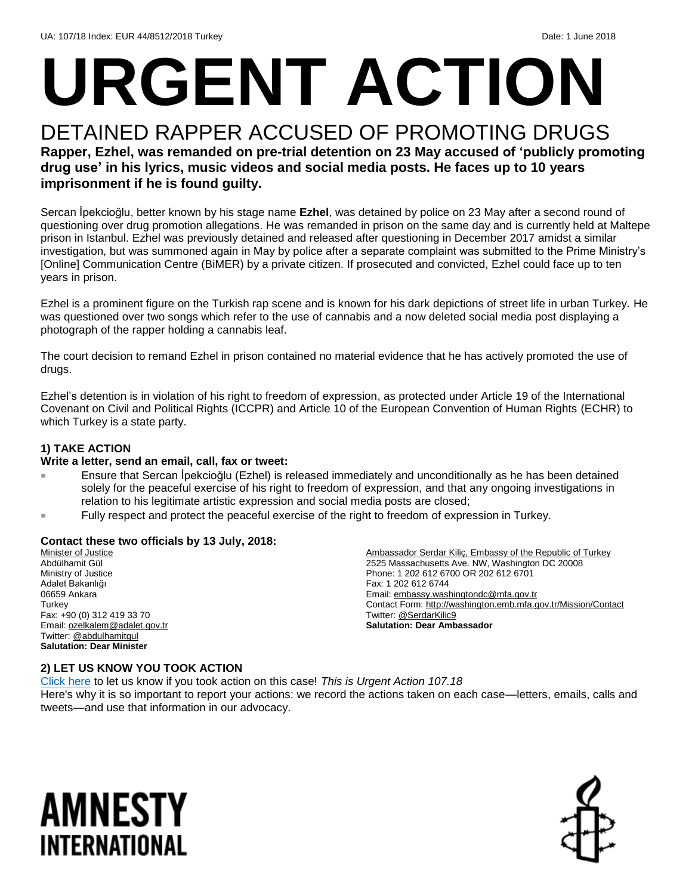UA: 107/18 Index: EUR 44/8512/2018 Turkey Date: 1 June 2018

# URGENT ACTION

## DETAINED RAPPER ACCUSED OF PROMOTING DRUGS

**Rapper, Ezhel, was remanded on pre-trial detention on 23 May accused of 'publicly promoting drug use' in his lyrics, music videos and social media posts. He faces up to 10 years imprisonment if he is found guilty.**

Sercan İpekcioğlu, better known by his stage name **Ezhel**, was detained by police on 23 May after a second round of questioning over drug promotion allegations. He was remanded in prison on the same day and is currently held at Maltepe prison in Istanbul. Ezhel was previously detained and released after questioning in December 2017 amidst a similar investigation, but was summoned again in May by police after a separate complaint was submitted to the Prime Ministry's [Online] Communication Centre (BiMER) by a private citizen. If prosecuted and convicted, Ezhel could face up to ten years in prison.

Ezhel is a prominent figure on the Turkish rap scene and is known for his dark depictions of street life in urban Turkey. He was questioned over two songs which refer to the use of cannabis and a now deleted social media post displaying a photograph of the rapper holding a cannabis leaf.

The court decision to remand Ezhel in prison contained no material evidence that he has actively promoted the use of drugs.

Ezhel's detention is in violation of his right to freedom of expression, as protected under Article 19 of the International Covenant on Civil and Political Rights (ICCPR) and Article 10 of the European Convention of Human Rights (ECHR) to which Turkey is a state party.

### 1) TAKE ACTION

**Write a letter, send an email, call, fax or tweet:**

- Ensure that Sercan İpekcioğlu (Ezhel) is released immediately and unconditionally as he has been detained solely for the peaceful exercise of his right to freedom of expression, and that any ongoing investigations in relation to his legitimate artistic expression and social media posts are closed;
- Fully respect and protect the peaceful exercise of the right to freedom of expression in Turkey.

**Contact these two officials by 13 July, 2018:**

Minister of Justice
Abdülhamit Gül
Ministry of Justice
Adalet Bakanlığı
06659 Ankara
Turkey
Fax: +90 (0) 312 419 33 70
Email: ozelkalem@adalet.gov.tr
Twitter: @abdulhamitgul
**Salutation: Dear Minister**

Ambassador Serdar Kiliç, Embassy of the Republic of Turkey
2525 Massachusetts Ave. NW, Washington DC 20008
Phone: 1 202 612 6700 OR 202 612 6701
Fax: 1 202 612 6744
Email: embassy.washingtondc@mfa.gov.tr
Contact Form: http://washington.emb.mfa.gov.tr/Mission/Contact
Twitter: @SerdarKilic9
**Salutation: Dear Ambassador**

### 2) LET US KNOW YOU TOOK ACTION

Click here to let us know if you took action on this case! *This is Urgent Action 107.18*
Here's why it is so important to report your actions: we record the actions taken on each case—letters, emails, calls and tweets—and use that information in our advocacy.

AMNESTY INTERNATIONAL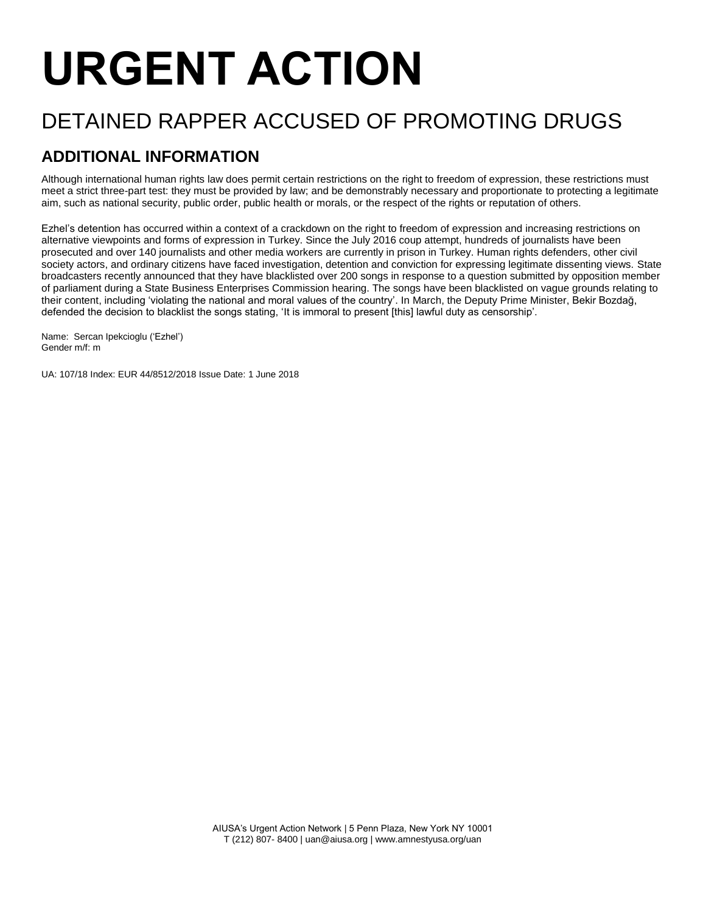# URGENT ACTION

## DETAINED RAPPER ACCUSED OF PROMOTING DRUGS

### ADDITIONAL INFORMATION

Although international human rights law does permit certain restrictions on the right to freedom of expression, these restrictions must meet a strict three-part test: they must be provided by law; and be demonstrably necessary and proportionate to protecting a legitimate aim, such as national security, public order, public health or morals, or the respect of the rights or reputation of others.

Ezhel's detention has occurred within a context of a crackdown on the right to freedom of expression and increasing restrictions on alternative viewpoints and forms of expression in Turkey. Since the July 2016 coup attempt, hundreds of journalists have been prosecuted and over 140 journalists and other media workers are currently in prison in Turkey. Human rights defenders, other civil society actors, and ordinary citizens have faced investigation, detention and conviction for expressing legitimate dissenting views. State broadcasters recently announced that they have blacklisted over 200 songs in response to a question submitted by opposition member of parliament during a State Business Enterprises Commission hearing. The songs have been blacklisted on vague grounds relating to their content, including 'violating the national and moral values of the country'. In March, the Deputy Prime Minister, Bekir Bozdağ, defended the decision to blacklist the songs stating, 'It is immoral to present [this] lawful duty as censorship'.

Name: Sercan Ipekcioglu ('Ezhel')
Gender m/f: m

UA: 107/18 Index: EUR 44/8512/2018 Issue Date: 1 June 2018

AIUSA's Urgent Action Network | 5 Penn Plaza, New York NY 10001
T (212) 807- 8400 | uan@aiusa.org | www.amnestyusa.org/uan